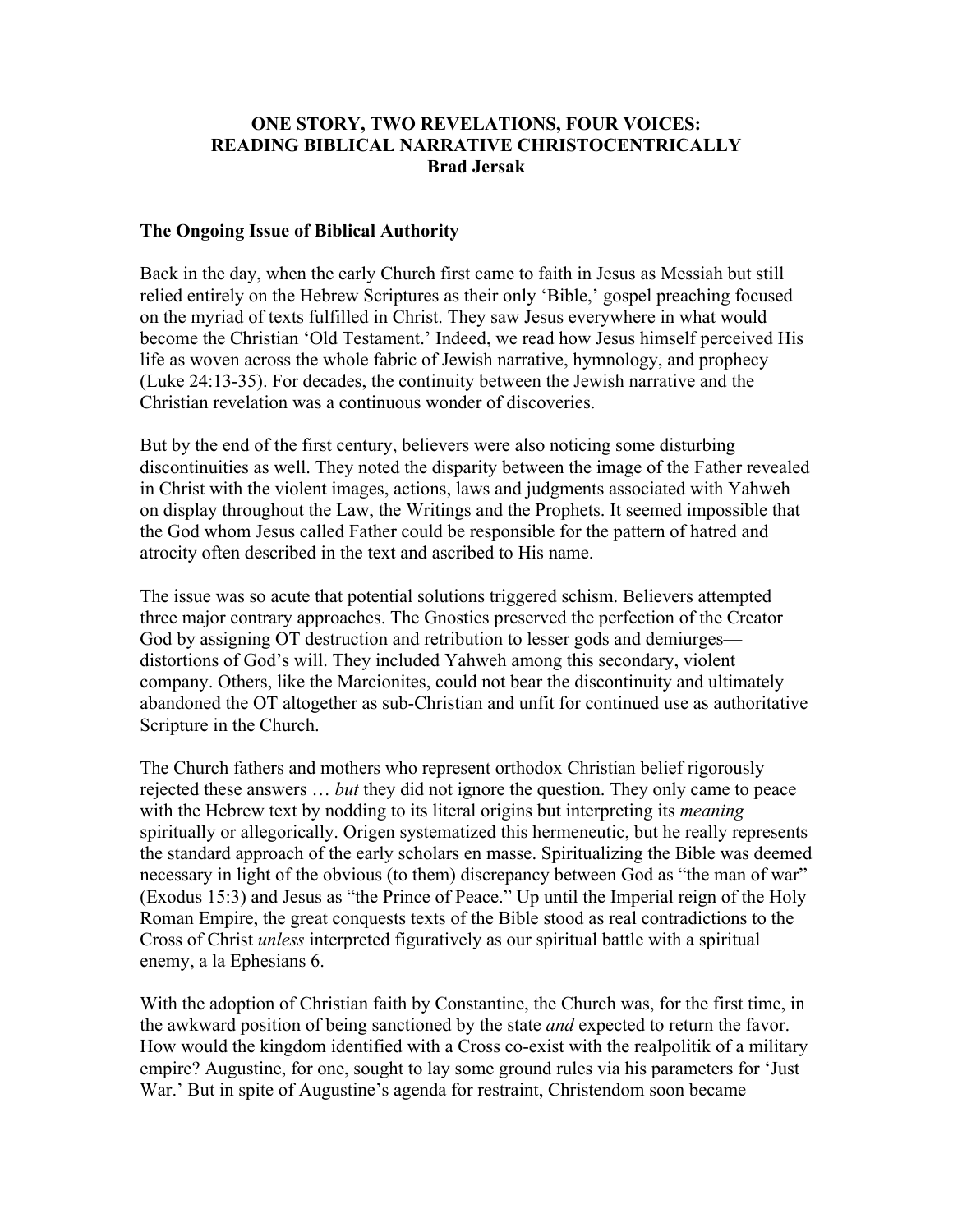# ONE STORY, TWO REVELATIONS, FOUR VOICES: READING BIBLICAL NARRATIVE CHRISTOCENTRICALLY

**Brad Jersak**

## The Ongoing Issue of Biblical Authority

Back in the day, when the early Church first came to faith in Jesus as Messiah but still relied entirely on the Hebrew Scriptures as their only 'Bible,' gospel preaching focused on the myriad of texts fulfilled in Christ. They saw Jesus everywhere in what would become the Christian 'Old Testament.' Indeed, we read how Jesus himself perceived His life as woven across the whole fabric of Jewish narrative, hymnology, and prophecy (Luke 24:13-35). For decades, the continuity between the Jewish narrative and the Christian revelation was a continuous wonder of discoveries.

But by the end of the first century, believers were also noticing some disturbing discontinuities as well. They noted the disparity between the image of the Father revealed in Christ with the violent images, actions, laws and judgments associated with Yahweh on display throughout the Law, the Writings and the Prophets. It seemed impossible that the God whom Jesus called Father could be responsible for the pattern of hatred and atrocity often described in the text and ascribed to His name.

The issue was so acute that potential solutions triggered schism. Believers attempted three major contrary approaches. The Gnostics preserved the perfection of the Creator God by assigning OT destruction and retribution to lesser gods and demiurges—distortions of God's will. They included Yahweh among this secondary, violent company. Others, like the Marcionites, could not bear the discontinuity and ultimately abandoned the OT altogether as sub-Christian and unfit for continued use as authoritative Scripture in the Church.

The Church fathers and mothers who represent orthodox Christian belief rigorously rejected these answers … *but* they did not ignore the question. They only came to peace with the Hebrew text by nodding to its literal origins but interpreting its *meaning* spiritually or allegorically. Origen systematized this hermeneutic, but he really represents the standard approach of the early scholars en masse. Spiritualizing the Bible was deemed necessary in light of the obvious (to them) discrepancy between God as "the man of war" (Exodus 15:3) and Jesus as "the Prince of Peace." Up until the Imperial reign of the Holy Roman Empire, the great conquests texts of the Bible stood as real contradictions to the Cross of Christ *unless* interpreted figuratively as our spiritual battle with a spiritual enemy, a la Ephesians 6.

With the adoption of Christian faith by Constantine, the Church was, for the first time, in the awkward position of being sanctioned by the state *and* expected to return the favor. How would the kingdom identified with a Cross co-exist with the realpolitik of a military empire? Augustine, for one, sought to lay some ground rules via his parameters for 'Just War.' But in spite of Augustine's agenda for restraint, Christendom soon became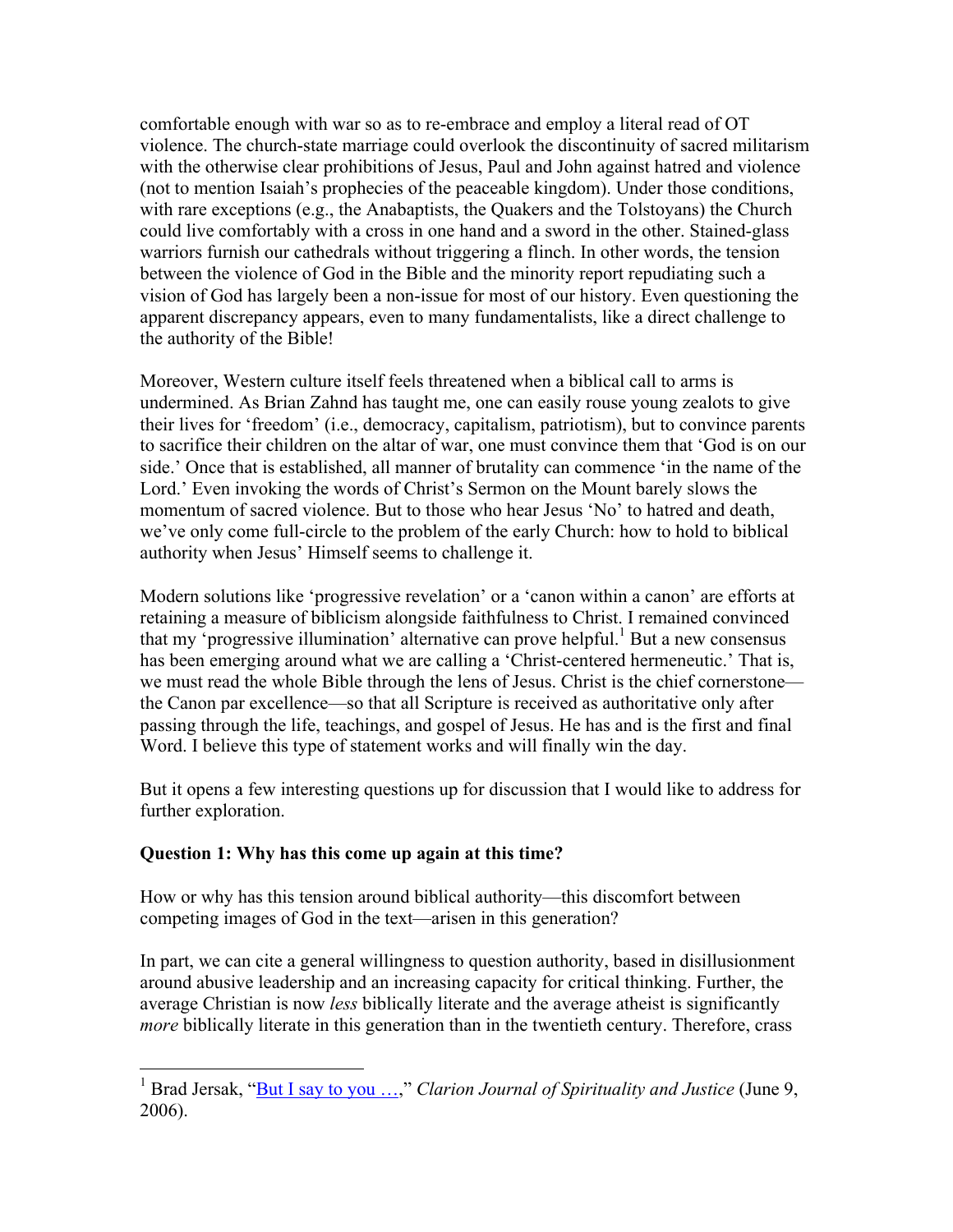comfortable enough with war so as to re-embrace and employ a literal read of OT violence. The church-state marriage could overlook the discontinuity of sacred militarism with the otherwise clear prohibitions of Jesus, Paul and John against hatred and violence (not to mention Isaiah's prophecies of the peaceable kingdom). Under those conditions, with rare exceptions (e.g., the Anabaptists, the Quakers and the Tolstoyans) the Church could live comfortably with a cross in one hand and a sword in the other. Stained-glass warriors furnish our cathedrals without triggering a flinch. In other words, the tension between the violence of God in the Bible and the minority report repudiating such a vision of God has largely been a non-issue for most of our history. Even questioning the apparent discrepancy appears, even to many fundamentalists, like a direct challenge to the authority of the Bible!

Moreover, Western culture itself feels threatened when a biblical call to arms is undermined. As Brian Zahnd has taught me, one can easily rouse young zealots to give their lives for 'freedom' (i.e., democracy, capitalism, patriotism), but to convince parents to sacrifice their children on the altar of war, one must convince them that 'God is on our side.' Once that is established, all manner of brutality can commence 'in the name of the Lord.' Even invoking the words of Christ's Sermon on the Mount barely slows the momentum of sacred violence. But to those who hear Jesus 'No' to hatred and death, we've only come full-circle to the problem of the early Church: how to hold to biblical authority when Jesus' Himself seems to challenge it.

Modern solutions like 'progressive revelation' or a 'canon within a canon' are efforts at retaining a measure of biblicism alongside faithfulness to Christ. I remained convinced that my 'progressive illumination' alternative can prove helpful.[1] But a new consensus has been emerging around what we are calling a 'Christ-centered hermeneutic.' That is, we must read the whole Bible through the lens of Jesus. Christ is the chief cornerstone—the Canon par excellence—so that all Scripture is received as authoritative only after passing through the life, teachings, and gospel of Jesus. He has and is the first and final Word. I believe this type of statement works and will finally win the day.

But it opens a few interesting questions up for discussion that I would like to address for further exploration.

**Question 1: Why has this come up again at this time?**

How or why has this tension around biblical authority—this discomfort between competing images of God in the text—arisen in this generation?

In part, we can cite a general willingness to question authority, based in disillusionment around abusive leadership and an increasing capacity for critical thinking. Further, the average Christian is now *less* biblically literate and the average atheist is significantly *more* biblically literate in this generation than in the twentieth century. Therefore, crass

---

[1] Brad Jersak, "But I say to you …," *Clarion Journal of Spirituality and Justice* (June 9, 2006).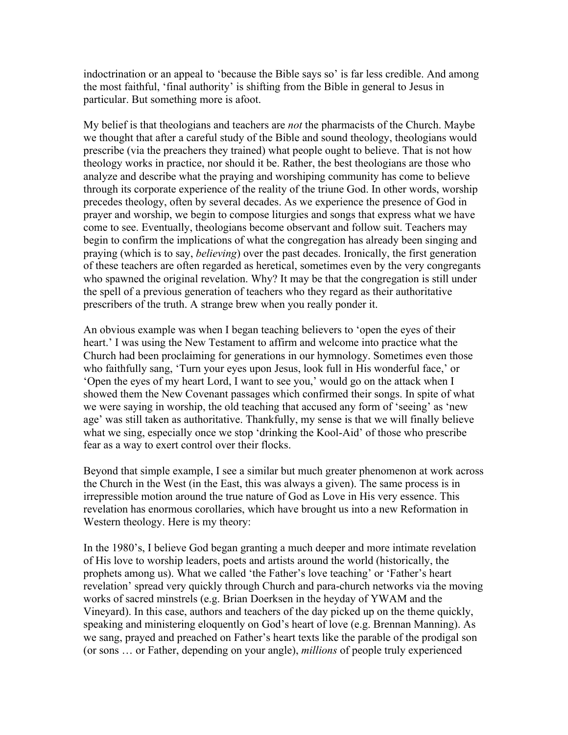indoctrination or an appeal to 'because the Bible says so' is far less credible. And among the most faithful, 'final authority' is shifting from the Bible in general to Jesus in particular. But something more is afoot.

My belief is that theologians and teachers are *not* the pharmacists of the Church. Maybe we thought that after a careful study of the Bible and sound theology, theologians would prescribe (via the preachers they trained) what people ought to believe. That is not how theology works in practice, nor should it be. Rather, the best theologians are those who analyze and describe what the praying and worshiping community has come to believe through its corporate experience of the reality of the triune God. In other words, worship precedes theology, often by several decades. As we experience the presence of God in prayer and worship, we begin to compose liturgies and songs that express what we have come to see. Eventually, theologians become observant and follow suit. Teachers may begin to confirm the implications of what the congregation has already been singing and praying (which is to say, *believing*) over the past decades. Ironically, the first generation of these teachers are often regarded as heretical, sometimes even by the very congregants who spawned the original revelation. Why? It may be that the congregation is still under the spell of a previous generation of teachers who they regard as their authoritative prescribers of the truth. A strange brew when you really ponder it.

An obvious example was when I began teaching believers to 'open the eyes of their heart.' I was using the New Testament to affirm and welcome into practice what the Church had been proclaiming for generations in our hymnology. Sometimes even those who faithfully sang, 'Turn your eyes upon Jesus, look full in His wonderful face,' or 'Open the eyes of my heart Lord, I want to see you,' would go on the attack when I showed them the New Covenant passages which confirmed their songs. In spite of what we were saying in worship, the old teaching that accused any form of 'seeing' as 'new age' was still taken as authoritative. Thankfully, my sense is that we will finally believe what we sing, especially once we stop 'drinking the Kool-Aid' of those who prescribe fear as a way to exert control over their flocks.

Beyond that simple example, I see a similar but much greater phenomenon at work across the Church in the West (in the East, this was always a given). The same process is in irrepressible motion around the true nature of God as Love in His very essence. This revelation has enormous corollaries, which have brought us into a new Reformation in Western theology. Here is my theory:

In the 1980's, I believe God began granting a much deeper and more intimate revelation of His love to worship leaders, poets and artists around the world (historically, the prophets among us). What we called 'the Father's love teaching' or 'Father's heart revelation' spread very quickly through Church and para-church networks via the moving works of sacred minstrels (e.g. Brian Doerksen in the heyday of YWAM and the Vineyard). In this case, authors and teachers of the day picked up on the theme quickly, speaking and ministering eloquently on God's heart of love (e.g. Brennan Manning). As we sang, prayed and preached on Father's heart texts like the parable of the prodigal son (or sons … or Father, depending on your angle), *millions* of people truly experienced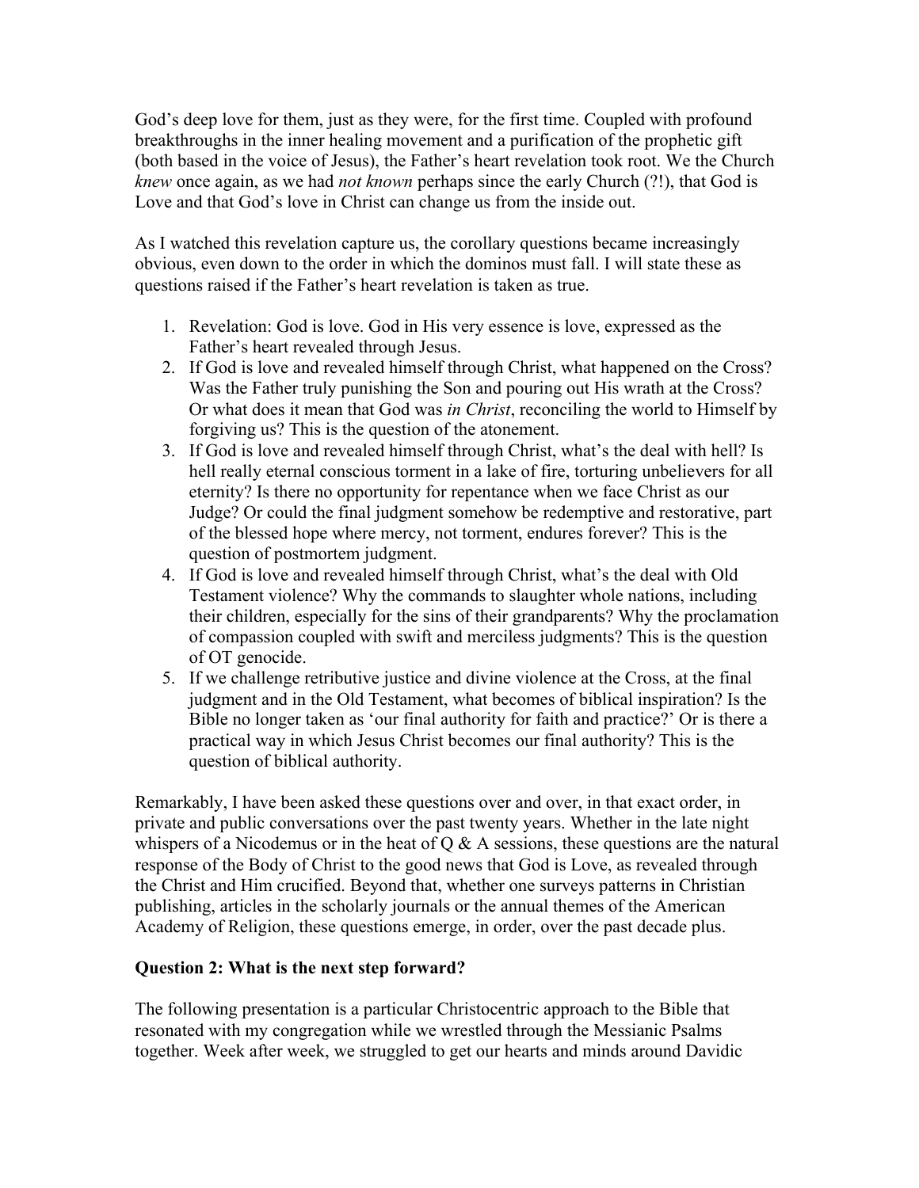God's deep love for them, just as they were, for the first time. Coupled with profound breakthroughs in the inner healing movement and a purification of the prophetic gift (both based in the voice of Jesus), the Father's heart revelation took root. We the Church *knew* once again, as we had *not known* perhaps since the early Church (?!), that God is Love and that God's love in Christ can change us from the inside out.

As I watched this revelation capture us, the corollary questions became increasingly obvious, even down to the order in which the dominos must fall. I will state these as questions raised if the Father's heart revelation is taken as true.

1. Revelation: God is love. God in His very essence is love, expressed as the Father's heart revealed through Jesus.
2. If God is love and revealed himself through Christ, what happened on the Cross? Was the Father truly punishing the Son and pouring out His wrath at the Cross? Or what does it mean that God was *in Christ*, reconciling the world to Himself by forgiving us? This is the question of the atonement.
3. If God is love and revealed himself through Christ, what's the deal with hell? Is hell really eternal conscious torment in a lake of fire, torturing unbelievers for all eternity? Is there no opportunity for repentance when we face Christ as our Judge? Or could the final judgment somehow be redemptive and restorative, part of the blessed hope where mercy, not torment, endures forever? This is the question of postmortem judgment.
4. If God is love and revealed himself through Christ, what's the deal with Old Testament violence? Why the commands to slaughter whole nations, including their children, especially for the sins of their grandparents? Why the proclamation of compassion coupled with swift and merciless judgments? This is the question of OT genocide.
5. If we challenge retributive justice and divine violence at the Cross, at the final judgment and in the Old Testament, what becomes of biblical inspiration? Is the Bible no longer taken as 'our final authority for faith and practice?' Or is there a practical way in which Jesus Christ becomes our final authority? This is the question of biblical authority.

Remarkably, I have been asked these questions over and over, in that exact order, in private and public conversations over the past twenty years. Whether in the late night whispers of a Nicodemus or in the heat of Q & A sessions, these questions are the natural response of the Body of Christ to the good news that God is Love, as revealed through the Christ and Him crucified. Beyond that, whether one surveys patterns in Christian publishing, articles in the scholarly journals or the annual themes of the American Academy of Religion, these questions emerge, in order, over the past decade plus.

**Question 2: What is the next step forward?**

The following presentation is a particular Christocentric approach to the Bible that resonated with my congregation while we wrestled through the Messianic Psalms together. Week after week, we struggled to get our hearts and minds around Davidic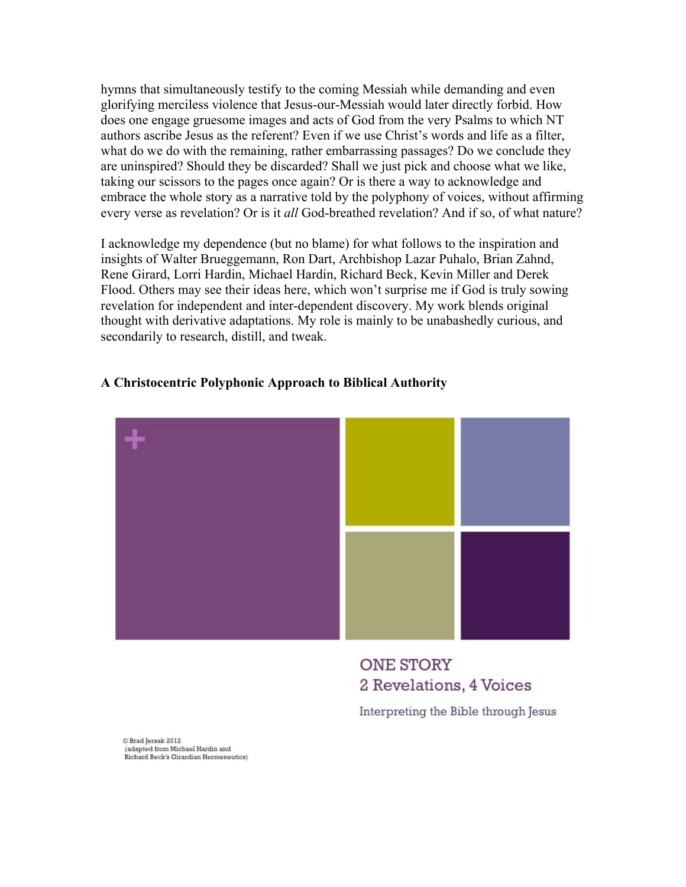hymns that simultaneously testify to the coming Messiah while demanding and even glorifying merciless violence that Jesus-our-Messiah would later directly forbid. How does one engage gruesome images and acts of God from the very Psalms to which NT authors ascribe Jesus as the referent? Even if we use Christ's words and life as a filter, what do we do with the remaining, rather embarrassing passages? Do we conclude they are uninspired? Should they be discarded? Shall we just pick and choose what we like, taking our scissors to the pages once again? Or is there a way to acknowledge and embrace the whole story as a narrative told by the polyphony of voices, without affirming every verse as revelation? Or is it *all* God-breathed revelation? And if so, of what nature?

I acknowledge my dependence (but no blame) for what follows to the inspiration and insights of Walter Brueggemann, Ron Dart, Archbishop Lazar Puhalo, Brian Zahnd, Rene Girard, Lorri Hardin, Michael Hardin, Richard Beck, Kevin Miller and Derek Flood. Others may see their ideas here, which won't surprise me if God is truly sowing revelation for independent and inter-dependent discovery. My work blends original thought with derivative adaptations. My role is mainly to be unabashedly curious, and secondarily to research, distill, and tweak.

**A Christocentric Polyphonic Approach to Biblical Authority**

ONE STORY
2 Revelations, 4 Voices

Interpreting the Bible through Jesus

© Brad Jersak 2012
(adapted from Michael Hardin and Richard Beck's Girardian Hermeneutics)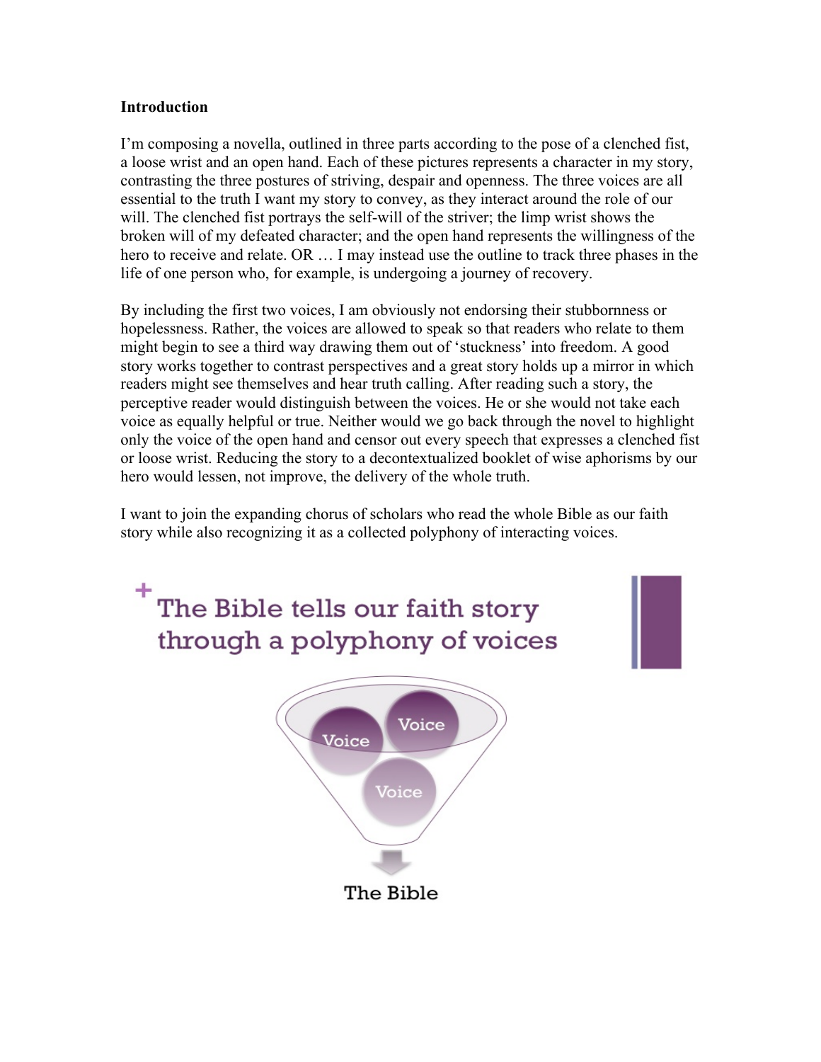**Introduction**

I'm composing a novella, outlined in three parts according to the pose of a clenched fist, a loose wrist and an open hand. Each of these pictures represents a character in my story, contrasting the three postures of striving, despair and openness. The three voices are all essential to the truth I want my story to convey, as they interact around the role of our will. The clenched fist portrays the self-will of the striver; the limp wrist shows the broken will of my defeated character; and the open hand represents the willingness of the hero to receive and relate. OR … I may instead use the outline to track three phases in the life of one person who, for example, is undergoing a journey of recovery.

By including the first two voices, I am obviously not endorsing their stubbornness or hopelessness. Rather, the voices are allowed to speak so that readers who relate to them might begin to see a third way drawing them out of 'stuckness' into freedom. A good story works together to contrast perspectives and a great story holds up a mirror in which readers might see themselves and hear truth calling. After reading such a story, the perceptive reader would distinguish between the voices. He or she would not take each voice as equally helpful or true. Neither would we go back through the novel to highlight only the voice of the open hand and censor out every speech that expresses a clenched fist or loose wrist. Reducing the story to a decontextualized booklet of wise aphorisms by our hero would lessen, not improve, the delivery of the whole truth.

I want to join the expanding chorus of scholars who read the whole Bible as our faith story while also recognizing it as a collected polyphony of interacting voices.

+ The Bible tells our faith story through a polyphony of voices

Voice

Voice

Voice

The Bible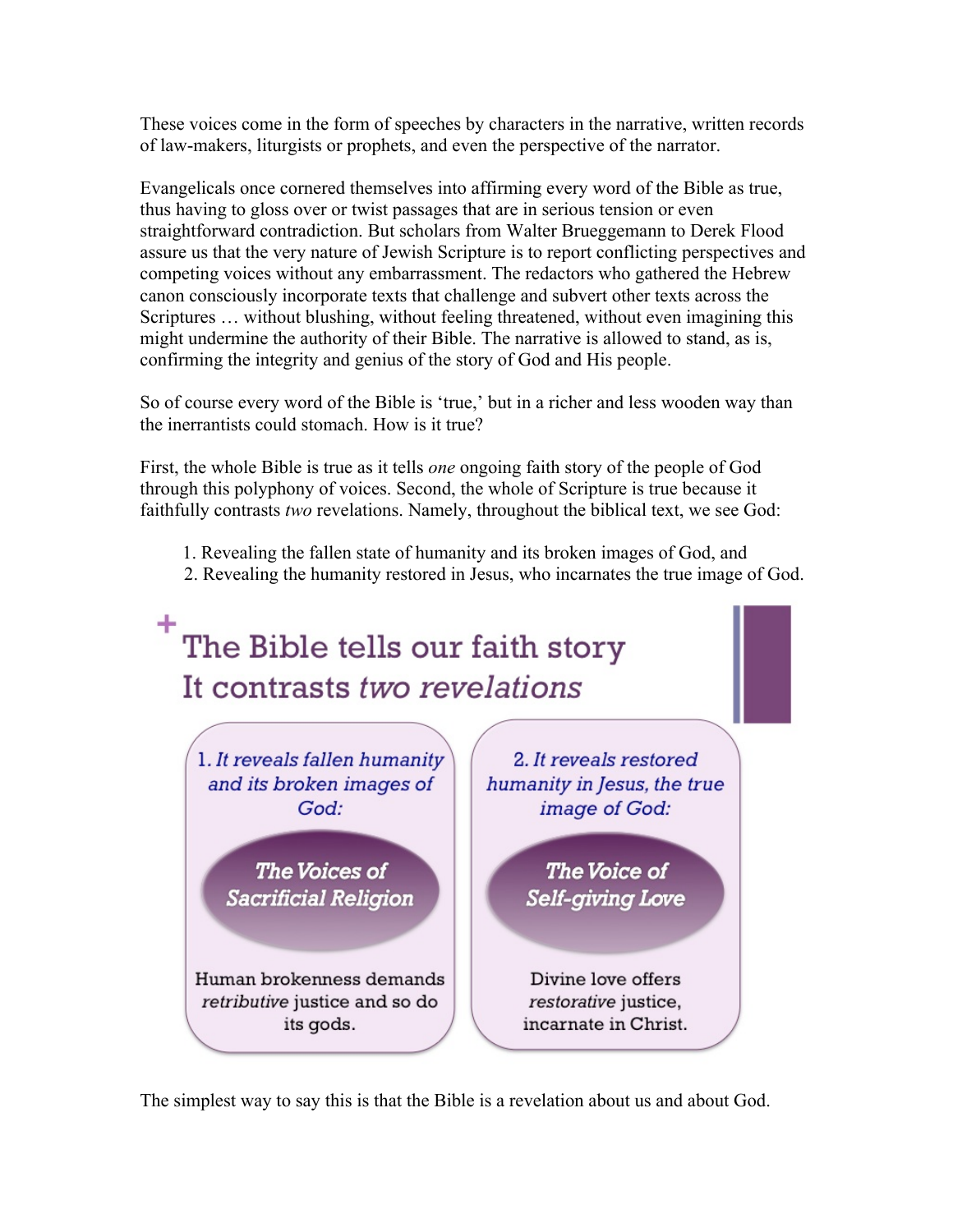These voices come in the form of speeches by characters in the narrative, written records of law-makers, liturgists or prophets, and even the perspective of the narrator.

Evangelicals once cornered themselves into affirming every word of the Bible as true, thus having to gloss over or twist passages that are in serious tension or even straightforward contradiction. But scholars from Walter Brueggemann to Derek Flood assure us that the very nature of Jewish Scripture is to report conflicting perspectives and competing voices without any embarrassment. The redactors who gathered the Hebrew canon consciously incorporate texts that challenge and subvert other texts across the Scriptures … without blushing, without feeling threatened, without even imagining this might undermine the authority of their Bible. The narrative is allowed to stand, as is, confirming the integrity and genius of the story of God and His people.

So of course every word of the Bible is 'true,' but in a richer and less wooden way than the inerrantists could stomach. How is it true?

First, the whole Bible is true as it tells *one* ongoing faith story of the people of God through this polyphony of voices. Second, the whole of Scripture is true because it faithfully contrasts *two* revelations. Namely, throughout the biblical text, we see God:

1. Revealing the fallen state of humanity and its broken images of God, and
2. Revealing the humanity restored in Jesus, who incarnates the true image of God.

## The Bible tells our faith story
## It contrasts *two revelations*

| 1. *It reveals fallen humanity and its broken images of God:* | 2. *It reveals restored humanity in Jesus, the true image of God:* |
| --- | --- |
| **The Voices of Sacrificial Religion** | **The Voice of Self-giving Love** |
| Human brokenness demands *retributive* justice and so do its gods. | Divine love offers *restorative* justice, incarnate in Christ. |

The simplest way to say this is that the Bible is a revelation about us and about God.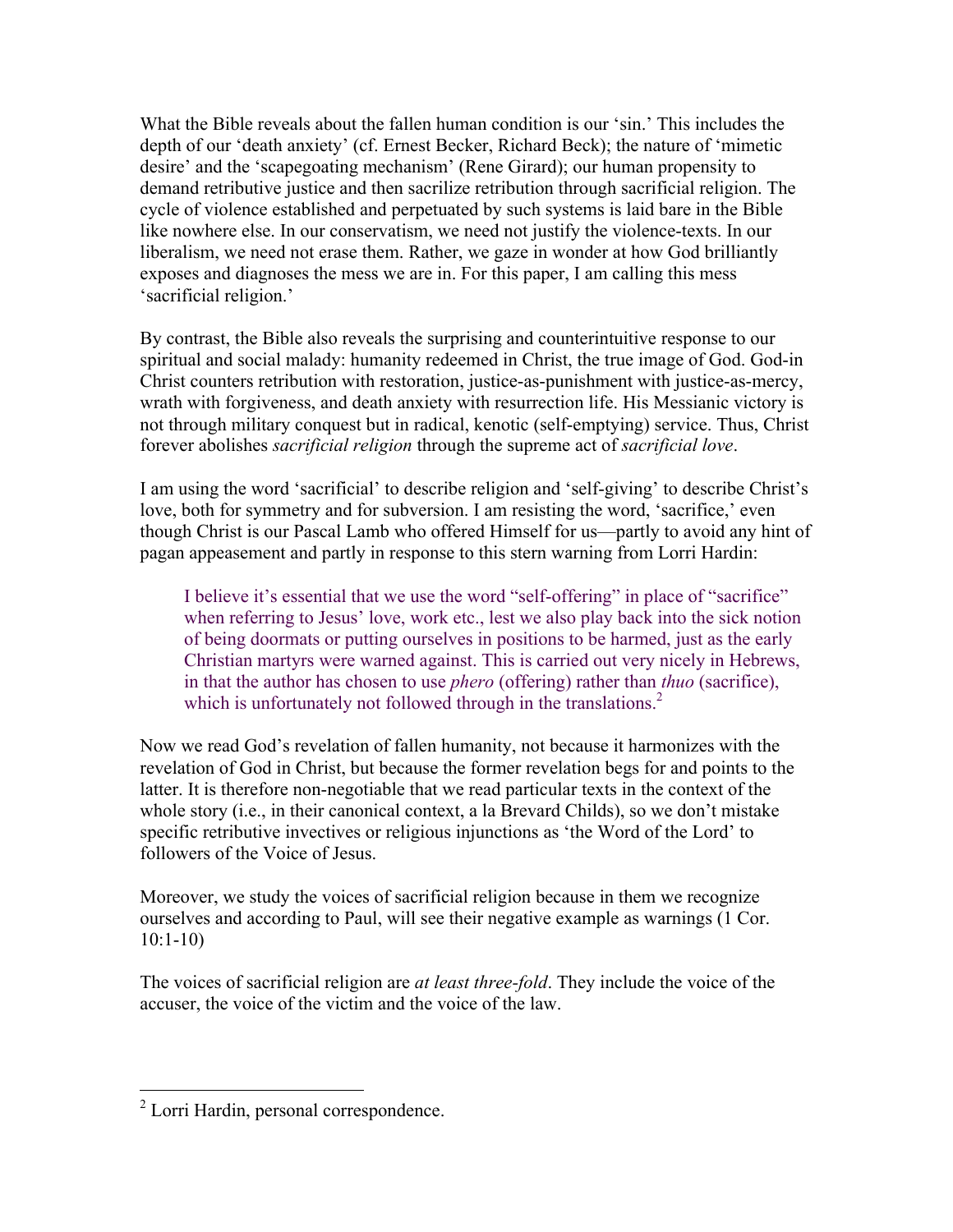What the Bible reveals about the fallen human condition is our 'sin.' This includes the depth of our 'death anxiety' (cf. Ernest Becker, Richard Beck); the nature of 'mimetic desire' and the 'scapegoating mechanism' (Rene Girard); our human propensity to demand retributive justice and then sacrilize retribution through sacrificial religion. The cycle of violence established and perpetuated by such systems is laid bare in the Bible like nowhere else. In our conservatism, we need not justify the violence-texts. In our liberalism, we need not erase them. Rather, we gaze in wonder at how God brilliantly exposes and diagnoses the mess we are in. For this paper, I am calling this mess 'sacrificial religion.'

By contrast, the Bible also reveals the surprising and counterintuitive response to our spiritual and social malady: humanity redeemed in Christ, the true image of God. God-in Christ counters retribution with restoration, justice-as-punishment with justice-as-mercy, wrath with forgiveness, and death anxiety with resurrection life. His Messianic victory is not through military conquest but in radical, kenotic (self-emptying) service. Thus, Christ forever abolishes *sacrificial religion* through the supreme act of *sacrificial love*.

I am using the word 'sacrificial' to describe religion and 'self-giving' to describe Christ's love, both for symmetry and for subversion. I am resisting the word, 'sacrifice,' even though Christ is our Pascal Lamb who offered Himself for us—partly to avoid any hint of pagan appeasement and partly in response to this stern warning from Lorri Hardin:

> I believe it's essential that we use the word "self-offering" in place of "sacrifice" when referring to Jesus' love, work etc., lest we also play back into the sick notion of being doormats or putting ourselves in positions to be harmed, just as the early Christian martyrs were warned against. This is carried out very nicely in Hebrews, in that the author has chosen to use *phero* (offering) rather than *thuo* (sacrifice), which is unfortunately not followed through in the translations.[2]

Now we read God's revelation of fallen humanity, not because it harmonizes with the revelation of God in Christ, but because the former revelation begs for and points to the latter. It is therefore non-negotiable that we read particular texts in the context of the whole story (i.e., in their canonical context, a la Brevard Childs), so we don't mistake specific retributive invectives or religious injunctions as 'the Word of the Lord' to followers of the Voice of Jesus.

Moreover, we study the voices of sacrificial religion because in them we recognize ourselves and according to Paul, will see their negative example as warnings (1 Cor. 10:1-10)

The voices of sacrificial religion are *at least three-fold*. They include the voice of the accuser, the voice of the victim and the voice of the law.

---

[2] Lorri Hardin, personal correspondence.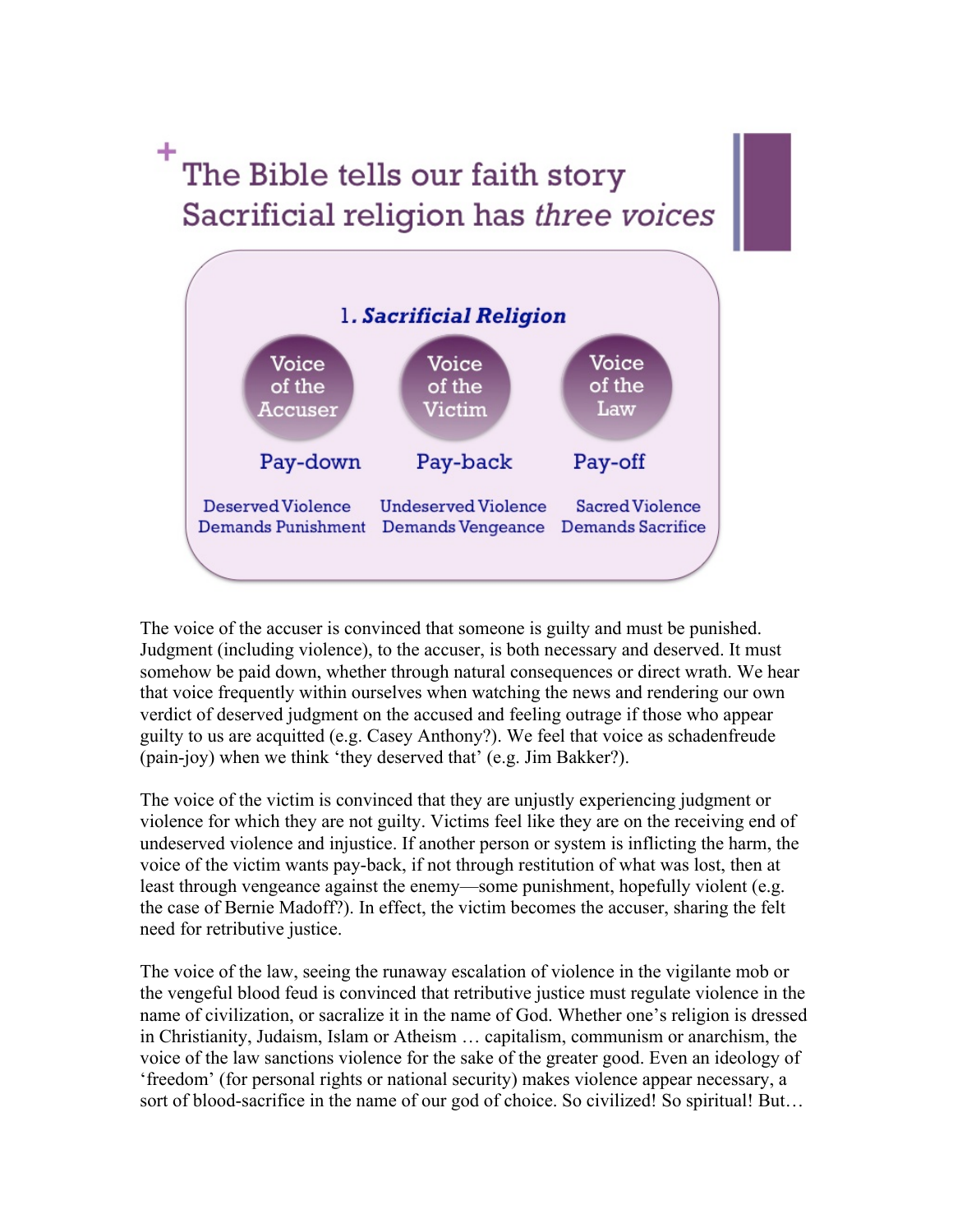## The Bible tells our faith story
## Sacrificial religion has *three voices*

### 1. *Sacrificial Religion*

| Voice of the Accuser | Voice of the Victim | Voice of the Law |
|---|---|---|
| Pay-down | Pay-back | Pay-off |
| Deserved Violence Demands Punishment | Undeserved Violence Demands Vengeance | Sacred Violence Demands Sacrifice |

The voice of the accuser is convinced that someone is guilty and must be punished. Judgment (including violence), to the accuser, is both necessary and deserved. It must somehow be paid down, whether through natural consequences or direct wrath. We hear that voice frequently within ourselves when watching the news and rendering our own verdict of deserved judgment on the accused and feeling outrage if those who appear guilty to us are acquitted (e.g. Casey Anthony?). We feel that voice as schadenfreude (pain-joy) when we think 'they deserved that' (e.g. Jim Bakker?).

The voice of the victim is convinced that they are unjustly experiencing judgment or violence for which they are not guilty. Victims feel like they are on the receiving end of undeserved violence and injustice. If another person or system is inflicting the harm, the voice of the victim wants pay-back, if not through restitution of what was lost, then at least through vengeance against the enemy—some punishment, hopefully violent (e.g. the case of Bernie Madoff?). In effect, the victim becomes the accuser, sharing the felt need for retributive justice.

The voice of the law, seeing the runaway escalation of violence in the vigilante mob or the vengeful blood feud is convinced that retributive justice must regulate violence in the name of civilization, or sacralize it in the name of God. Whether one's religion is dressed in Christianity, Judaism, Islam or Atheism … capitalism, communism or anarchism, the voice of the law sanctions violence for the sake of the greater good. Even an ideology of 'freedom' (for personal rights or national security) makes violence appear necessary, a sort of blood-sacrifice in the name of our god of choice. So civilized! So spiritual! But…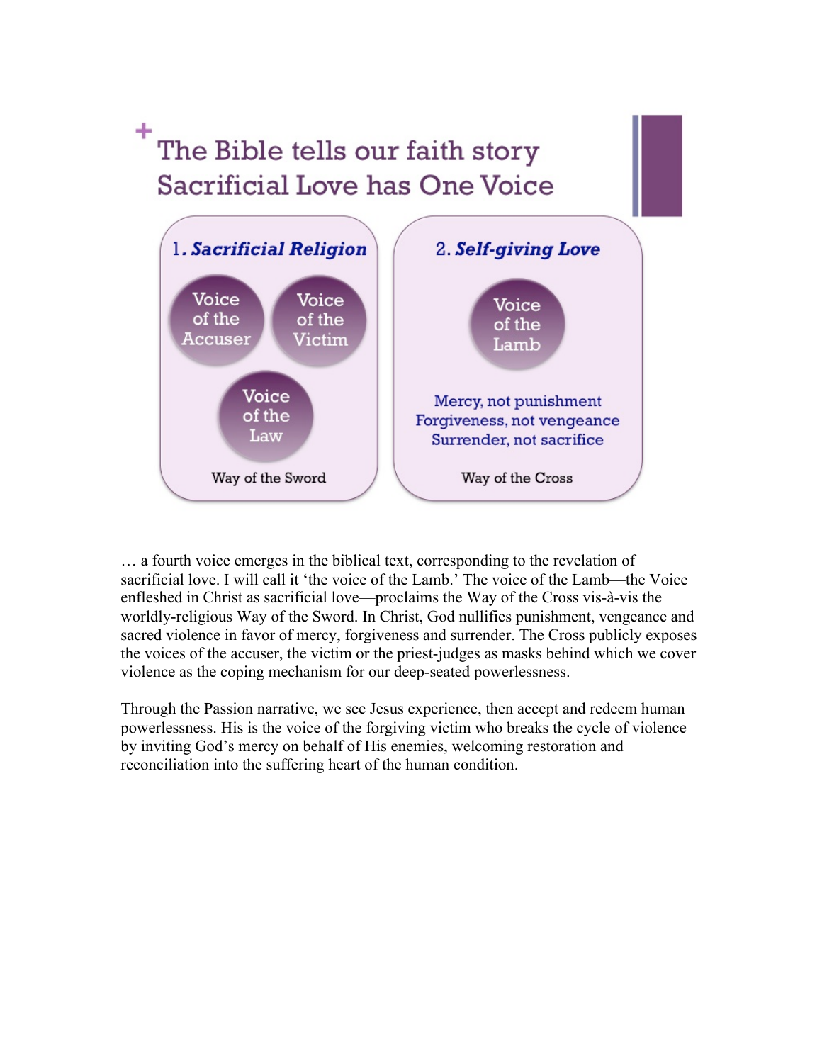## The Bible tells our faith story
## Sacrificial Love has One Voice

**1. *Sacrificial Religion***

- Voice of the Accuser
- Voice of the Victim
- Voice of the Law

Way of the Sword

**2. *Self-giving Love***

- Voice of the Lamb

Mercy, not punishment
Forgiveness, not vengeance
Surrender, not sacrifice

Way of the Cross

… a fourth voice emerges in the biblical text, corresponding to the revelation of sacrificial love. I will call it 'the voice of the Lamb.' The voice of the Lamb—the Voice enfleshed in Christ as sacrificial love—proclaims the Way of the Cross vis-à-vis the worldly-religious Way of the Sword. In Christ, God nullifies punishment, vengeance and sacred violence in favor of mercy, forgiveness and surrender. The Cross publicly exposes the voices of the accuser, the victim or the priest-judges as masks behind which we cover violence as the coping mechanism for our deep-seated powerlessness.

Through the Passion narrative, we see Jesus experience, then accept and redeem human powerlessness. His is the voice of the forgiving victim who breaks the cycle of violence by inviting God's mercy on behalf of His enemies, welcoming restoration and reconciliation into the suffering heart of the human condition.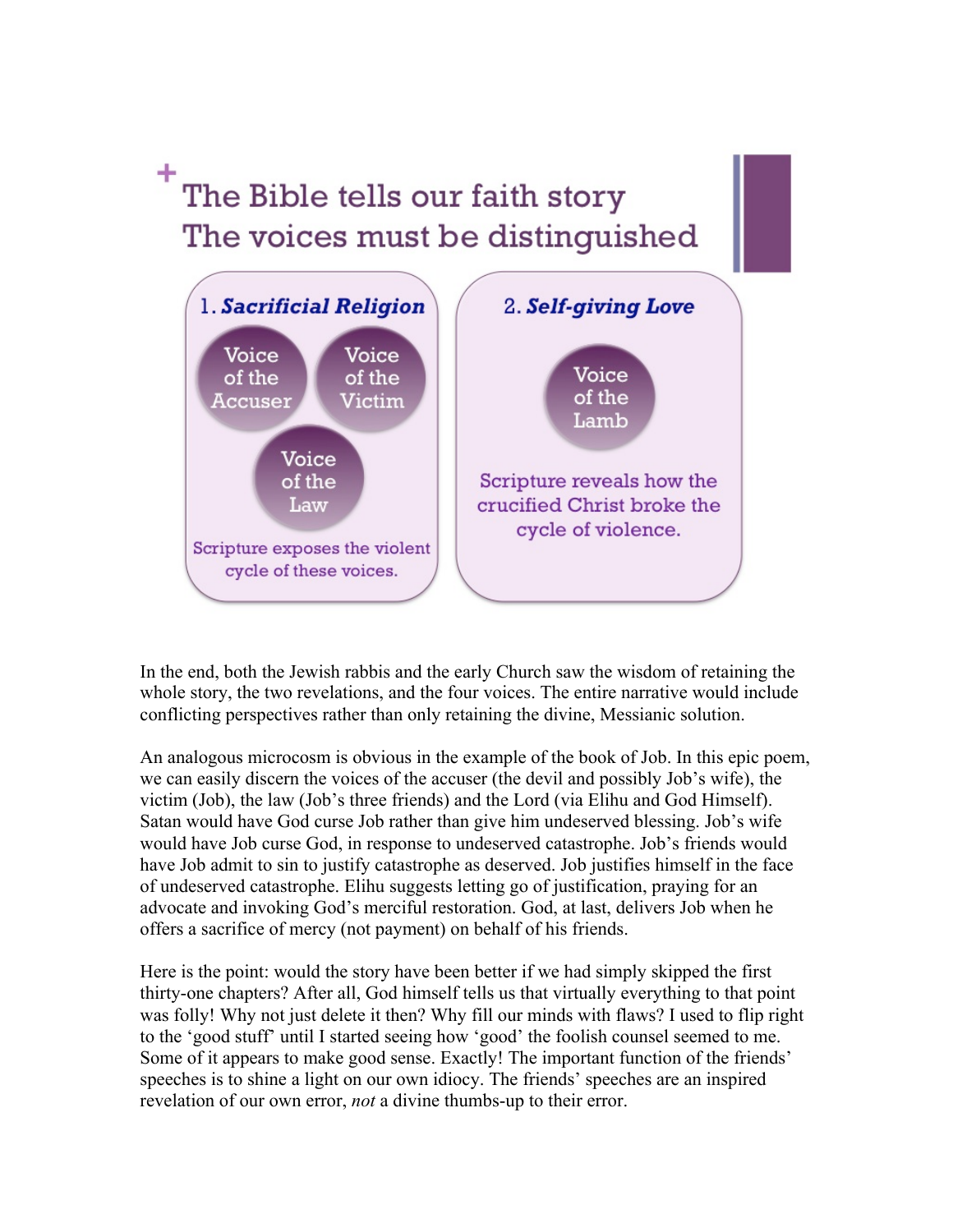## The Bible tells our faith story
## The voices must be distinguished

**1. *Sacrificial Religion***

Voice of the Accuser

Voice of the Victim

Voice of the Law

Scripture exposes the violent cycle of these voices.

**2. *Self-giving Love***

Voice of the Lamb

Scripture reveals how the crucified Christ broke the cycle of violence.

In the end, both the Jewish rabbis and the early Church saw the wisdom of retaining the whole story, the two revelations, and the four voices. The entire narrative would include conflicting perspectives rather than only retaining the divine, Messianic solution.

An analogous microcosm is obvious in the example of the book of Job. In this epic poem, we can easily discern the voices of the accuser (the devil and possibly Job's wife), the victim (Job), the law (Job's three friends) and the Lord (via Elihu and God Himself). Satan would have God curse Job rather than give him undeserved blessing. Job's wife would have Job curse God, in response to undeserved catastrophe. Job's friends would have Job admit to sin to justify catastrophe as deserved. Job justifies himself in the face of undeserved catastrophe. Elihu suggests letting go of justification, praying for an advocate and invoking God's merciful restoration. God, at last, delivers Job when he offers a sacrifice of mercy (not payment) on behalf of his friends.

Here is the point: would the story have been better if we had simply skipped the first thirty-one chapters? After all, God himself tells us that virtually everything to that point was folly! Why not just delete it then? Why fill our minds with flaws? I used to flip right to the 'good stuff' until I started seeing how 'good' the foolish counsel seemed to me. Some of it appears to make good sense. Exactly! The important function of the friends' speeches is to shine a light on our own idiocy. The friends' speeches are an inspired revelation of our own error, *not* a divine thumbs-up to their error.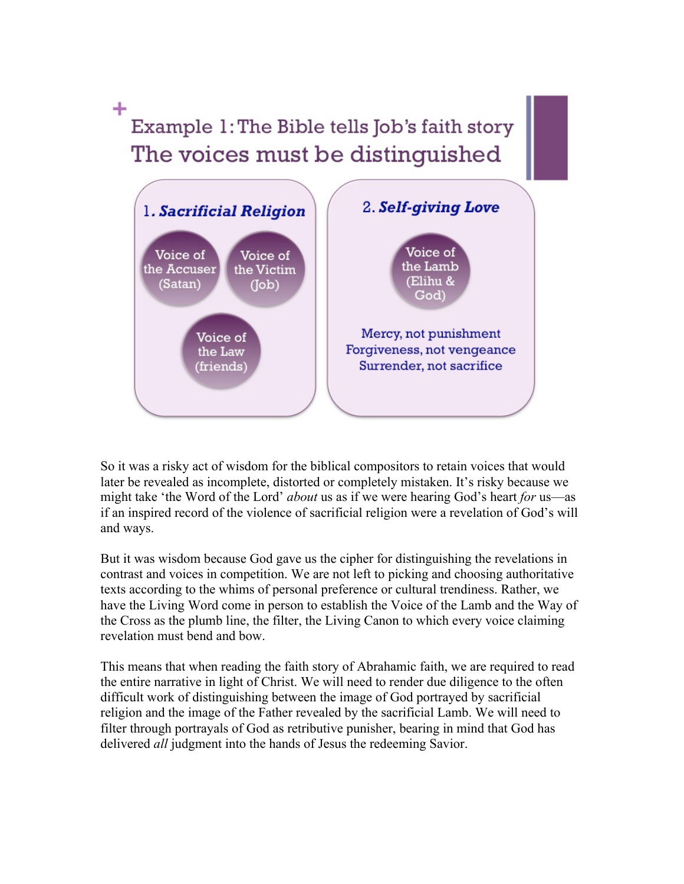## Example 1: The Bible tells Job's faith story
### The voices must be distinguished

**1. *Sacrificial Religion***

- Voice of the Accuser (Satan)
- Voice of the Victim (Job)
- Voice of the Law (friends)

**2. *Self-giving Love***

- Voice of the Lamb (Elihu & God)

Mercy, not punishment
Forgiveness, not vengeance
Surrender, not sacrifice

So it was a risky act of wisdom for the biblical compositors to retain voices that would later be revealed as incomplete, distorted or completely mistaken. It's risky because we might take 'the Word of the Lord' *about* us as if we were hearing God's heart *for* us—as if an inspired record of the violence of sacrificial religion were a revelation of God's will and ways.

But it was wisdom because God gave us the cipher for distinguishing the revelations in contrast and voices in competition. We are not left to picking and choosing authoritative texts according to the whims of personal preference or cultural trendiness. Rather, we have the Living Word come in person to establish the Voice of the Lamb and the Way of the Cross as the plumb line, the filter, the Living Canon to which every voice claiming revelation must bend and bow.

This means that when reading the faith story of Abrahamic faith, we are required to read the entire narrative in light of Christ. We will need to render due diligence to the often difficult work of distinguishing between the image of God portrayed by sacrificial religion and the image of the Father revealed by the sacrificial Lamb. We will need to filter through portrayals of God as retributive punisher, bearing in mind that God has delivered *all* judgment into the hands of Jesus the redeeming Savior.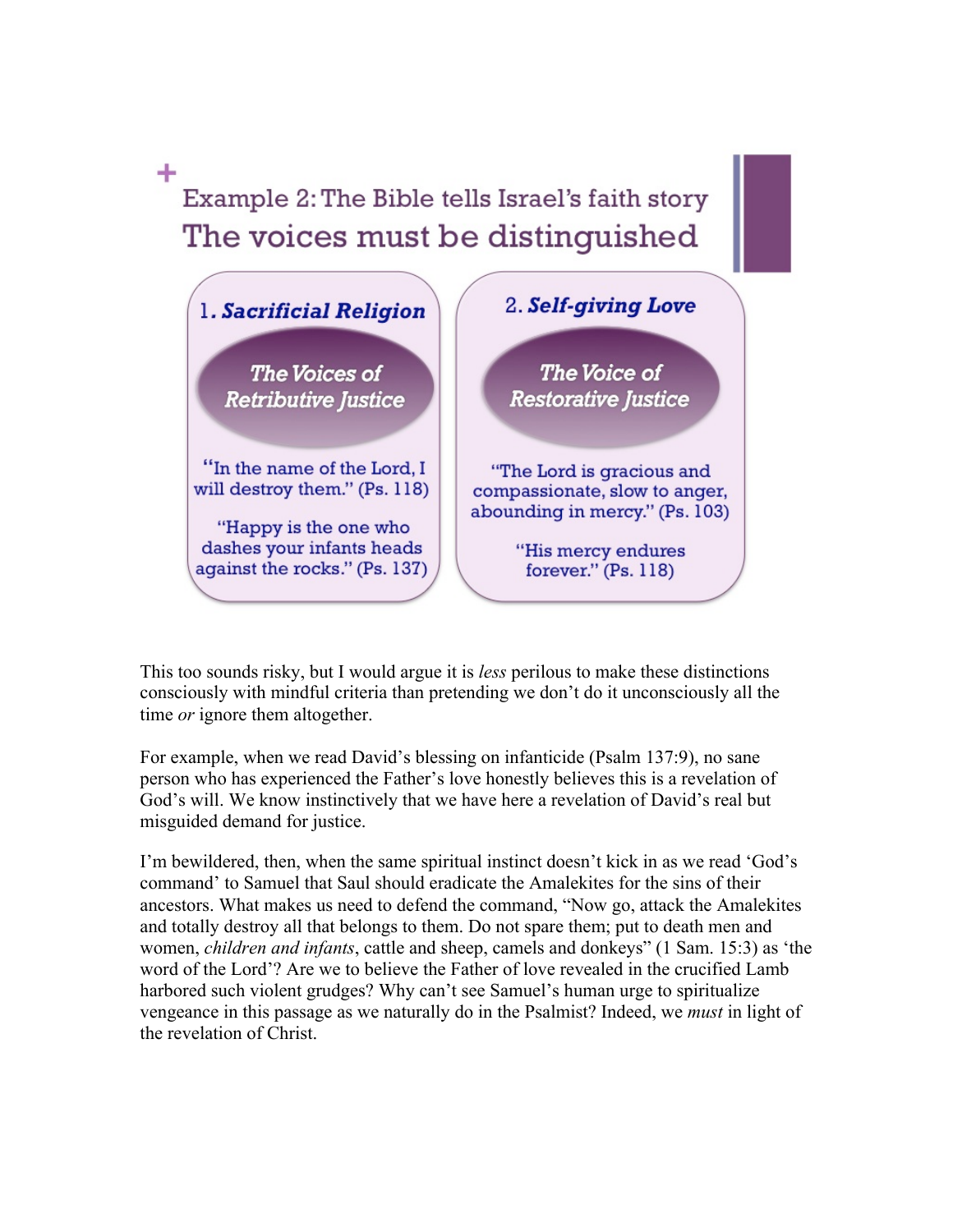## Example 2: The Bible tells Israel's faith story

### The voices must be distinguished

**1. *Sacrificial Religion***

*The Voices of Retributive Justice*

"In the name of the Lord, I will destroy them." (Ps. 118)

"Happy is the one who dashes your infants heads against the rocks." (Ps. 137)

**2. *Self-giving Love***

*The Voice of Restorative Justice*

"The Lord is gracious and compassionate, slow to anger, abounding in mercy." (Ps. 103)

"His mercy endures forever." (Ps. 118)

This too sounds risky, but I would argue it is *less* perilous to make these distinctions consciously with mindful criteria than pretending we don't do it unconsciously all the time *or* ignore them altogether.

For example, when we read David's blessing on infanticide (Psalm 137:9), no sane person who has experienced the Father's love honestly believes this is a revelation of God's will. We know instinctively that we have here a revelation of David's real but misguided demand for justice.

I'm bewildered, then, when the same spiritual instinct doesn't kick in as we read 'God's command' to Samuel that Saul should eradicate the Amalekites for the sins of their ancestors. What makes us need to defend the command, "Now go, attack the Amalekites and totally destroy all that belongs to them. Do not spare them; put to death men and women, *children and infants*, cattle and sheep, camels and donkeys" (1 Sam. 15:3) as 'the word of the Lord'? Are we to believe the Father of love revealed in the crucified Lamb harbored such violent grudges? Why can't see Samuel's human urge to spiritualize vengeance in this passage as we naturally do in the Psalmist? Indeed, we *must* in light of the revelation of Christ.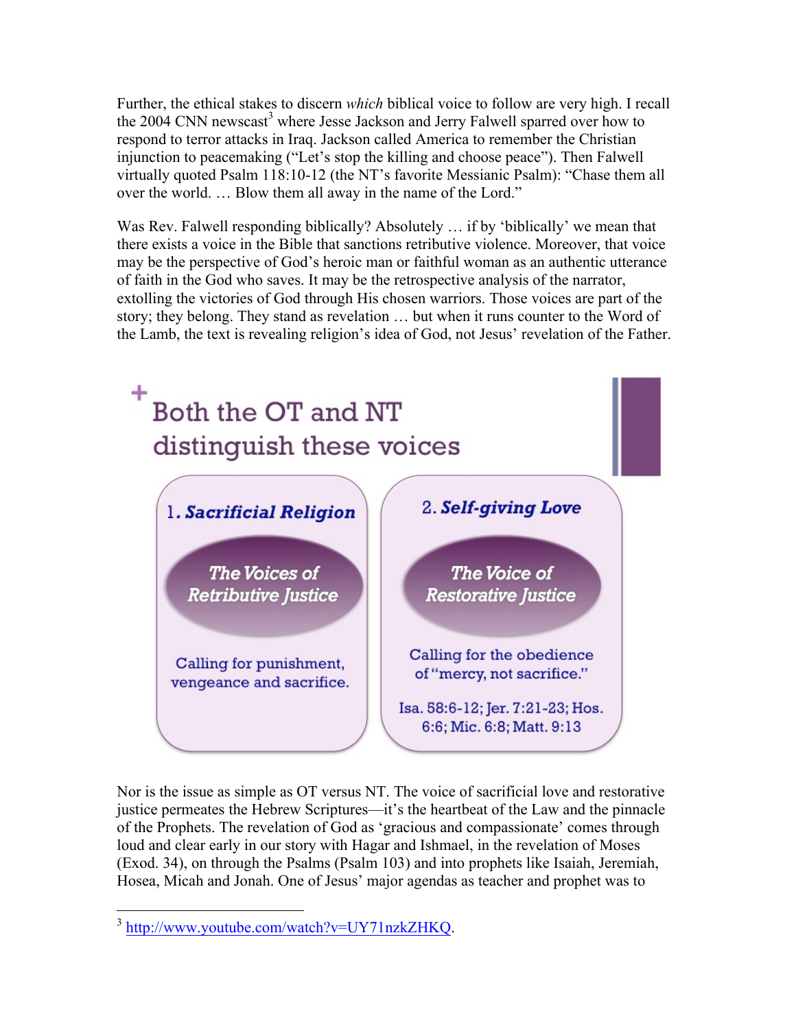Further, the ethical stakes to discern *which* biblical voice to follow are very high. I recall the 2004 CNN newscast[3] where Jesse Jackson and Jerry Falwell sparred over how to respond to terror attacks in Iraq. Jackson called America to remember the Christian injunction to peacemaking ("Let's stop the killing and choose peace"). Then Falwell virtually quoted Psalm 118:10-12 (the NT's favorite Messianic Psalm): "Chase them all over the world. … Blow them all away in the name of the Lord."

Was Rev. Falwell responding biblically? Absolutely … if by 'biblically' we mean that there exists a voice in the Bible that sanctions retributive violence. Moreover, that voice may be the perspective of God's heroic man or faithful woman as an authentic utterance of faith in the God who saves. It may be the retrospective analysis of the narrator, extolling the victories of God through His chosen warriors. Those voices are part of the story; they belong. They stand as revelation … but when it runs counter to the Word of the Lamb, the text is revealing religion's idea of God, not Jesus' revelation of the Father.

## Both the OT and NT distinguish these voices

| 1. ***Sacrificial Religion*** | 2. ***Self-giving Love*** |
|---|---|
| *The Voices of Retributive Justice* | *The Voice of Restorative Justice* |
| Calling for punishment, vengeance and sacrifice. | Calling for the obedience of "mercy, not sacrifice." |
| | Isa. 58:6-12; Jer. 7:21-23; Hos. 6:6; Mic. 6:8; Matt. 9:13 |

Nor is the issue as simple as OT versus NT. The voice of sacrificial love and restorative justice permeates the Hebrew Scriptures—it's the heartbeat of the Law and the pinnacle of the Prophets. The revelation of God as 'gracious and compassionate' comes through loud and clear early in our story with Hagar and Ishmael, in the revelation of Moses (Exod. 34), on through the Psalms (Psalm 103) and into prophets like Isaiah, Jeremiah, Hosea, Micah and Jonah. One of Jesus' major agendas as teacher and prophet was to

---

[3] http://www.youtube.com/watch?v=UY71nzkZHKQ.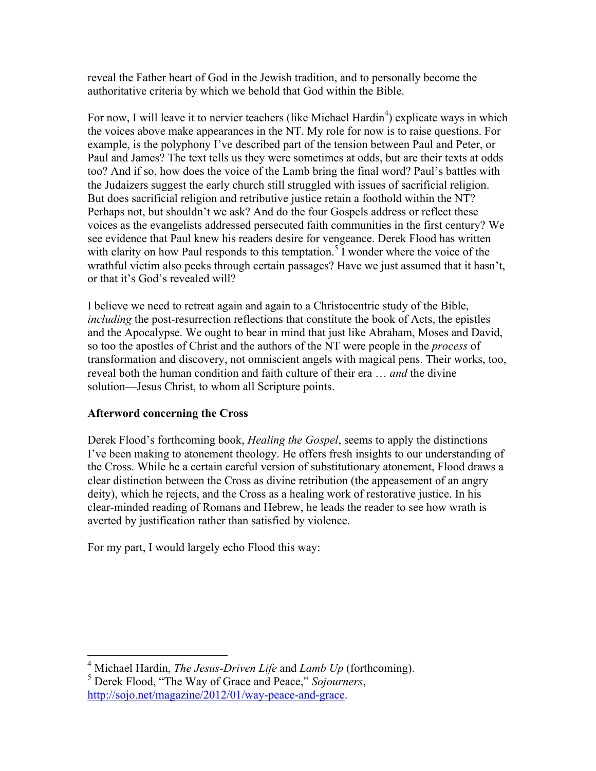reveal the Father heart of God in the Jewish tradition, and to personally become the authoritative criteria by which we behold that God within the Bible.

For now, I will leave it to nervier teachers (like Michael Hardin[4]) explicate ways in which the voices above make appearances in the NT. My role for now is to raise questions. For example, is the polyphony I've described part of the tension between Paul and Peter, or Paul and James? The text tells us they were sometimes at odds, but are their texts at odds too? And if so, how does the voice of the Lamb bring the final word? Paul's battles with the Judaizers suggest the early church still struggled with issues of sacrificial religion. But does sacrificial religion and retributive justice retain a foothold within the NT? Perhaps not, but shouldn't we ask? And do the four Gospels address or reflect these voices as the evangelists addressed persecuted faith communities in the first century? We see evidence that Paul knew his readers desire for vengeance. Derek Flood has written with clarity on how Paul responds to this temptation.[5] I wonder where the voice of the wrathful victim also peeks through certain passages? Have we just assumed that it hasn't, or that it's God's revealed will?

I believe we need to retreat again and again to a Christocentric study of the Bible, *including* the post-resurrection reflections that constitute the book of Acts, the epistles and the Apocalypse. We ought to bear in mind that just like Abraham, Moses and David, so too the apostles of Christ and the authors of the NT were people in the *process* of transformation and discovery, not omniscient angels with magical pens. Their works, too, reveal both the human condition and faith culture of their era … *and* the divine solution—Jesus Christ, to whom all Scripture points.

**Afterword concerning the Cross**

Derek Flood's forthcoming book, *Healing the Gospel*, seems to apply the distinctions I've been making to atonement theology. He offers fresh insights to our understanding of the Cross. While he a certain careful version of substitutionary atonement, Flood draws a clear distinction between the Cross as divine retribution (the appeasement of an angry deity), which he rejects, and the Cross as a healing work of restorative justice. In his clear-minded reading of Romans and Hebrew, he leads the reader to see how wrath is averted by justification rather than satisfied by violence.

For my part, I would largely echo Flood this way:

---

[4] Michael Hardin, *The Jesus-Driven Life* and *Lamb Up* (forthcoming).

[5] Derek Flood, "The Way of Grace and Peace," *Sojourners*, http://sojo.net/magazine/2012/01/way-peace-and-grace.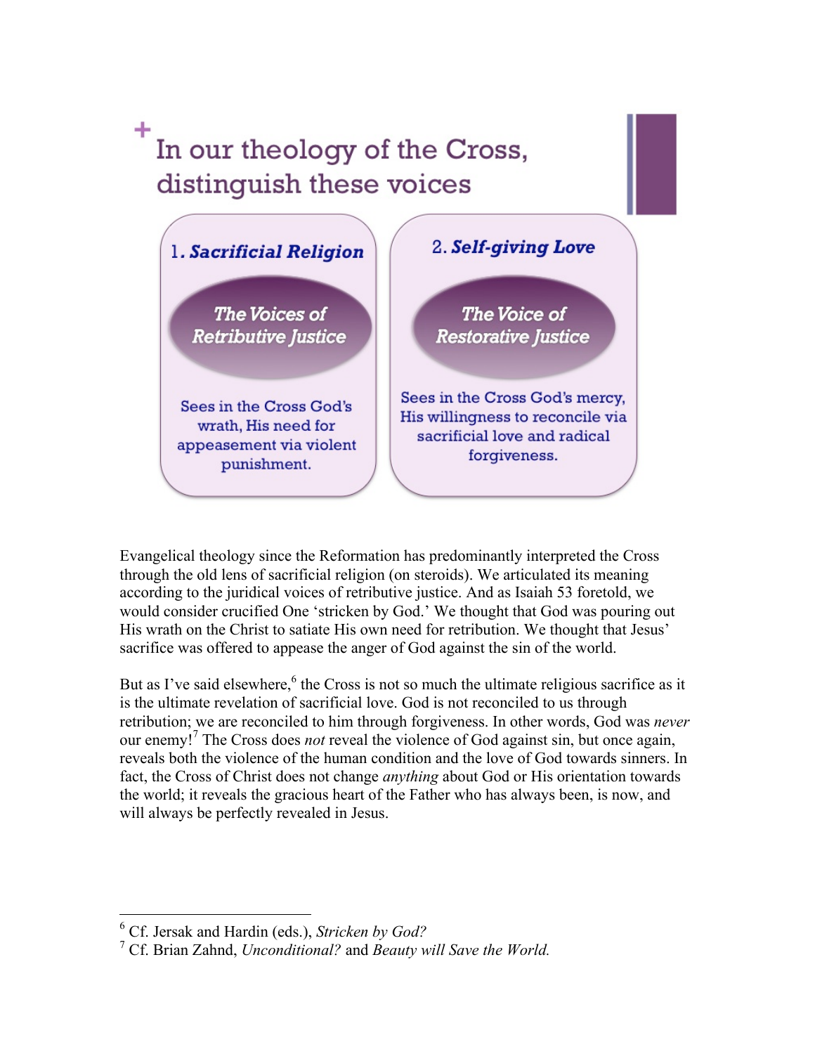## + In our theology of the Cross, distinguish these voices

**1. *Sacrificial Religion***

***The Voices of Retributive Justice***

Sees in the Cross God's wrath, His need for appeasement via violent punishment.

**2. *Self-giving Love***

***The Voice of Restorative Justice***

Sees in the Cross God's mercy, His willingness to reconcile via sacrificial love and radical forgiveness.

Evangelical theology since the Reformation has predominantly interpreted the Cross through the old lens of sacrificial religion (on steroids). We articulated its meaning according to the juridical voices of retributive justice. And as Isaiah 53 foretold, we would consider crucified One 'stricken by God.' We thought that God was pouring out His wrath on the Christ to satiate His own need for retribution. We thought that Jesus' sacrifice was offered to appease the anger of God against the sin of the world.

But as I've said elsewhere,[6] the Cross is not so much the ultimate religious sacrifice as it is the ultimate revelation of sacrificial love. God is not reconciled to us through retribution; we are reconciled to him through forgiveness. In other words, God was *never* our enemy![7] The Cross does *not* reveal the violence of God against sin, but once again, reveals both the violence of the human condition and the love of God towards sinners. In fact, the Cross of Christ does not change *anything* about God or His orientation towards the world; it reveals the gracious heart of the Father who has always been, is now, and will always be perfectly revealed in Jesus.

---

[6] Cf. Jersak and Hardin (eds.), *Stricken by God?*

[7] Cf. Brian Zahnd, *Unconditional?* and *Beauty will Save the World.*